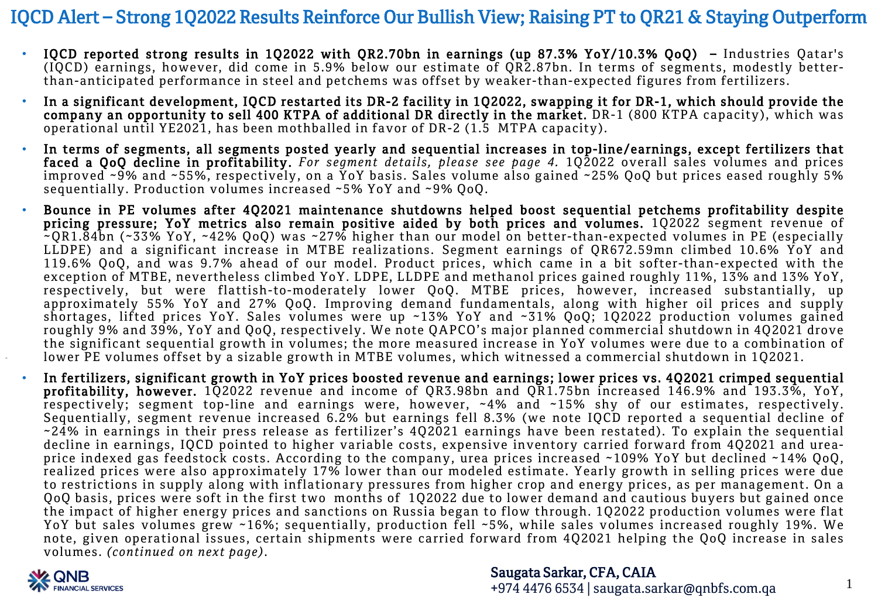# IQCD Alert – Strong 1Q2022 Results Reinforce Our Bullish View; Raising PT to QR21 & Staying Outperform

- **IQCD reported strong results in 1Q2022 with QR2.70bn in earnings (up 87.3% YoY/10.3% QoQ) –** Industries Qatar's (IQCD) earnings, however, did come in 5.9% below our estimate of QR2.87bn. In terms of segments, modestly better-than-anticipated performance in steel and petchems was offset by weaker-than-expected figures from fertilizers.
- **In a significant development, IQCD restarted its DR-2 facility in 1Q2022, swapping it for DR-1, which should provide the company an opportunity to sell 400 KTPA of additional DR directly in the market.** DR-1 (800 KTPA capacity), which was operational until YE2021, has been mothballed in favor of DR-2 (1.5 MTPA capacity).
- **In terms of segments, all segments posted yearly and sequential increases in top-line/earnings, except fertilizers that faced a QoQ decline in profitability.** *For segment details, please see page 4.* 1Q2022 overall sales volumes and prices improved ~9% and ~55%, respectively, on a YoY basis. Sales volume also gained ~25% QoQ but prices eased roughly 5% sequentially. Production volumes increased ~5% YoY and ~9% QoQ.
- **Bounce in PE volumes after 4Q2021 maintenance shutdowns helped boost sequential petchems profitability despite pricing pressure; YoY metrics also remain positive aided by both prices and volumes.** 1Q2022 segment revenue of ~QR1.84bn (~33% YoY, ~42% QoQ) was ~27% higher than our model on better-than-expected volumes in PE (especially LLDPE) and a significant increase in MTBE realizations. Segment earnings of QR672.59mn climbed 10.6% YoY and 119.6% QoQ, and was 9.7% ahead of our model. Product prices, which came in a bit softer-than-expected with the exception of MTBE, nevertheless climbed YoY. LDPE, LLDPE and methanol prices gained roughly 11%, 13% and 13% YoY, respectively, but were flattish-to-moderately lower QoQ. MTBE prices, however, increased substantially, up approximately 55% YoY and 27% QoQ. Improving demand fundamentals, along with higher oil prices and supply shortages, lifted prices YoY. Sales volumes were up ~13% YoY and ~31% QoQ; 1Q2022 production volumes gained roughly 9% and 39%, YoY and QoQ, respectively. We note QAPCO's major planned commercial shutdown in 4Q2021 drove the significant sequential growth in volumes; the more measured increase in YoY volumes were due to a combination of lower PE volumes offset by a sizable growth in MTBE volumes, which witnessed a commercial shutdown in 1Q2021.
- **In fertilizers, significant growth in YoY prices boosted revenue and earnings; lower prices vs. 4Q2021 crimped sequential profitability, however.** 1Q2022 revenue and income of QR3.98bn and QR1.75bn increased 146.9% and 193.3%, YoY, respectively; segment top-line and earnings were, however, ~4% and ~15% shy of our estimates, respectively. Sequentially, segment revenue increased 6.2% but earnings fell 8.3% (we note IQCD reported a sequential decline of ~24% in earnings in their press release as fertilizer's 4Q2021 earnings have been restated). To explain the sequential decline in earnings, IQCD pointed to higher variable costs, expensive inventory carried forward from 4Q2021 and urea-price indexed gas feedstock costs. According to the company, urea prices increased ~109% YoY but declined ~14% QoQ, realized prices were also approximately 17% lower than our modeled estimate. Yearly growth in selling prices were due to restrictions in supply along with inflationary pressures from higher crop and energy prices, as per management. On a QoQ basis, prices were soft in the first two months of 1Q2022 due to lower demand and cautious buyers but gained once the impact of higher energy prices and sanctions on Russia began to flow through. 1Q2022 production volumes were flat YoY but sales volumes grew ~16%; sequentially, production fell ~5%, while sales volumes increased roughly 19%. We note, given operational issues, certain shipments were carried forward from 4Q2021 helping the QoQ increase in sales volumes. *(continued on next page)*.

Saugata Sarkar, CFA, CAIA
+974 4476 6534 | saugata.sarkar@qnbfs.com.qa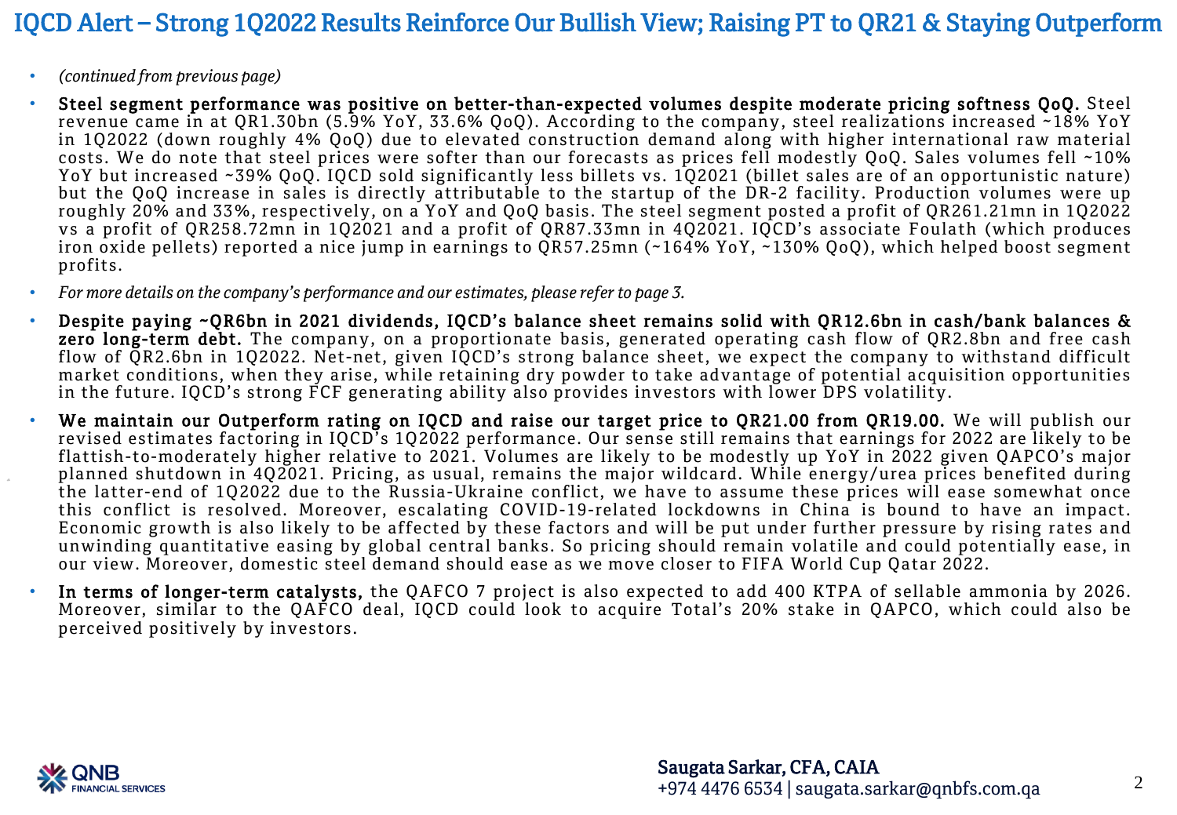# IQCD Alert – Strong 1Q2022 Results Reinforce Our Bullish View; Raising PT to QR21 & Staying Outperform

- *(continued from previous page)*
- **Steel segment performance was positive on better-than-expected volumes despite moderate pricing softness QoQ.** Steel revenue came in at QR1.30bn (5.9% YoY, 33.6% QoQ). According to the company, steel realizations increased ~18% YoY in 1Q2022 (down roughly 4% QoQ) due to elevated construction demand along with higher international raw material costs. We do note that steel prices were softer than our forecasts as prices fell modestly QoQ. Sales volumes fell ~10% YoY but increased ~39% QoQ. IQCD sold significantly less billets vs. 1Q2021 (billet sales are of an opportunistic nature) but the QoQ increase in sales is directly attributable to the startup of the DR-2 facility. Production volumes were up roughly 20% and 33%, respectively, on a YoY and QoQ basis. The steel segment posted a profit of QR261.21mn in 1Q2022 vs a profit of QR258.72mn in 1Q2021 and a profit of QR87.33mn in 4Q2021. IQCD's associate Foulath (which produces iron oxide pellets) reported a nice jump in earnings to QR57.25mn (~164% YoY, ~130% QoQ), which helped boost segment profits.
- *For more details on the company's performance and our estimates, please refer to page 3.*
- **Despite paying ~QR6bn in 2021 dividends, IQCD's balance sheet remains solid with QR12.6bn in cash/bank balances & zero long-term debt.** The company, on a proportionate basis, generated operating cash flow of QR2.8bn and free cash flow of QR2.6bn in 1Q2022. Net-net, given IQCD's strong balance sheet, we expect the company to withstand difficult market conditions, when they arise, while retaining dry powder to take advantage of potential acquisition opportunities in the future. IQCD's strong FCF generating ability also provides investors with lower DPS volatility.
- **We maintain our Outperform rating on IQCD and raise our target price to QR21.00 from QR19.00.** We will publish our revised estimates factoring in IQCD's 1Q2022 performance. Our sense still remains that earnings for 2022 are likely to be flattish-to-moderately higher relative to 2021. Volumes are likely to be modestly up YoY in 2022 given QAPCO's major planned shutdown in 4Q2021. Pricing, as usual, remains the major wildcard. While energy/urea prices benefited during the latter-end of 1Q2022 due to the Russia-Ukraine conflict, we have to assume these prices will ease somewhat once this conflict is resolved. Moreover, escalating COVID-19-related lockdowns in China is bound to have an impact. Economic growth is also likely to be affected by these factors and will be put under further pressure by rising rates and unwinding quantitative easing by global central banks. So pricing should remain volatile and could potentially ease, in our view. Moreover, domestic steel demand should ease as we move closer to FIFA World Cup Qatar 2022.
- **In terms of longer-term catalysts,** the QAFCO 7 project is also expected to add 400 KTPA of sellable ammonia by 2026. Moreover, similar to the QAFCO deal, IQCD could look to acquire Total's 20% stake in QAPCO, which could also be perceived positively by investors.

Saugata Sarkar, CFA, CAIA
+974 4476 6534 | saugata.sarkar@qnbfs.com.qa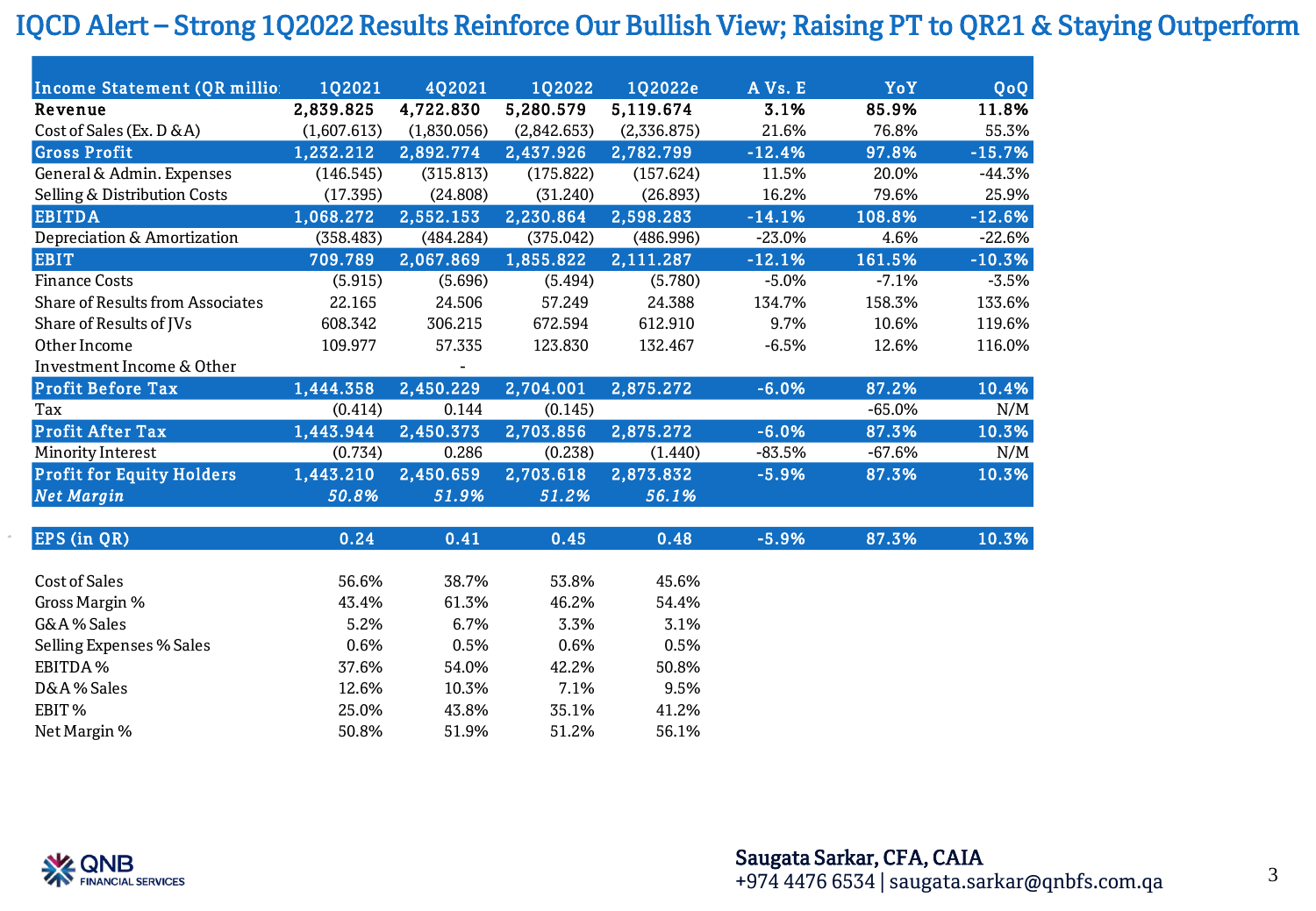# IQCD Alert – Strong 1Q2022 Results Reinforce Our Bullish View; Raising PT to QR21 & Staying Outperform

| Income Statement (QR million) | 1Q2021 | 4Q2021 | 1Q2022 | 1Q2022e | A Vs. E | YoY | QoQ |
|---|---|---|---|---|---|---|---|
| **Revenue** | **2,839.825** | **4,722.830** | **5,280.579** | **5,119.674** | **3.1%** | **85.9%** | **11.8%** |
| Cost of Sales (Ex. D &A) | (1,607.613) | (1,830.056) | (2,842.653) | (2,336.875) | 21.6% | 76.8% | 55.3% |
| **Gross Profit** | **1,232.212** | **2,892.774** | **2,437.926** | **2,782.799** | **-12.4%** | **97.8%** | **-15.7%** |
| General & Admin. Expenses | (146.545) | (315.813) | (175.822) | (157.624) | 11.5% | 20.0% | -44.3% |
| Selling & Distribution Costs | (17.395) | (24.808) | (31.240) | (26.893) | 16.2% | 79.6% | 25.9% |
| **EBITDA** | **1,068.272** | **2,552.153** | **2,230.864** | **2,598.283** | **-14.1%** | **108.8%** | **-12.6%** |
| Depreciation & Amortization | (358.483) | (484.284) | (375.042) | (486.996) | -23.0% | 4.6% | -22.6% |
| **EBIT** | **709.789** | **2,067.869** | **1,855.822** | **2,111.287** | **-12.1%** | **161.5%** | **-10.3%** |
| Finance Costs | (5.915) | (5.696) | (5.494) | (5.780) | -5.0% | -7.1% | -3.5% |
| Share of Results from Associates | 22.165 | 24.506 | 57.249 | 24.388 | 134.7% | 158.3% | 133.6% |
| Share of Results of JVs | 608.342 | 306.215 | 672.594 | 612.910 | 9.7% | 10.6% | 119.6% |
| Other Income | 109.977 | 57.335 | 123.830 | 132.467 | -6.5% | 12.6% | 116.0% |
| Investment Income & Other | | - | | | | | |
| **Profit Before Tax** | **1,444.358** | **2,450.229** | **2,704.001** | **2,875.272** | **-6.0%** | **87.2%** | **10.4%** |
| Tax | (0.414) | 0.144 | (0.145) | | | -65.0% | N/M |
| **Profit After Tax** | **1,443.944** | **2,450.373** | **2,703.856** | **2,875.272** | **-6.0%** | **87.3%** | **10.3%** |
| Minority Interest | (0.734) | 0.286 | (0.238) | (1.440) | -83.5% | -67.6% | N/M |
| **Profit for Equity Holders** | **1,443.210** | **2,450.659** | **2,703.618** | **2,873.832** | **-5.9%** | **87.3%** | **10.3%** |
| ***Net Margin*** | ***50.8%*** | ***51.9%*** | ***51.2%*** | ***56.1%*** | | | |
| | | | | | | | |
| **EPS (in QR)** | **0.24** | **0.41** | **0.45** | **0.48** | **-5.9%** | **87.3%** | **10.3%** |
| | | | | | | | |
| Cost of Sales | 56.6% | 38.7% | 53.8% | 45.6% | | | |
| Gross Margin % | 43.4% | 61.3% | 46.2% | 54.4% | | | |
| G&A % Sales | 5.2% | 6.7% | 3.3% | 3.1% | | | |
| Selling Expenses % Sales | 0.6% | 0.5% | 0.6% | 0.5% | | | |
| EBITDA % | 37.6% | 54.0% | 42.2% | 50.8% | | | |
| D&A % Sales | 12.6% | 10.3% | 7.1% | 9.5% | | | |
| EBIT % | 25.0% | 43.8% | 35.1% | 41.2% | | | |
| Net Margin % | 50.8% | 51.9% | 51.2% | 56.1% | | | |

QNB FINANCIAL SERVICES

**Saugata Sarkar, CFA, CAIA**
+974 4476 6534 | saugata.sarkar@qnbfs.com.qa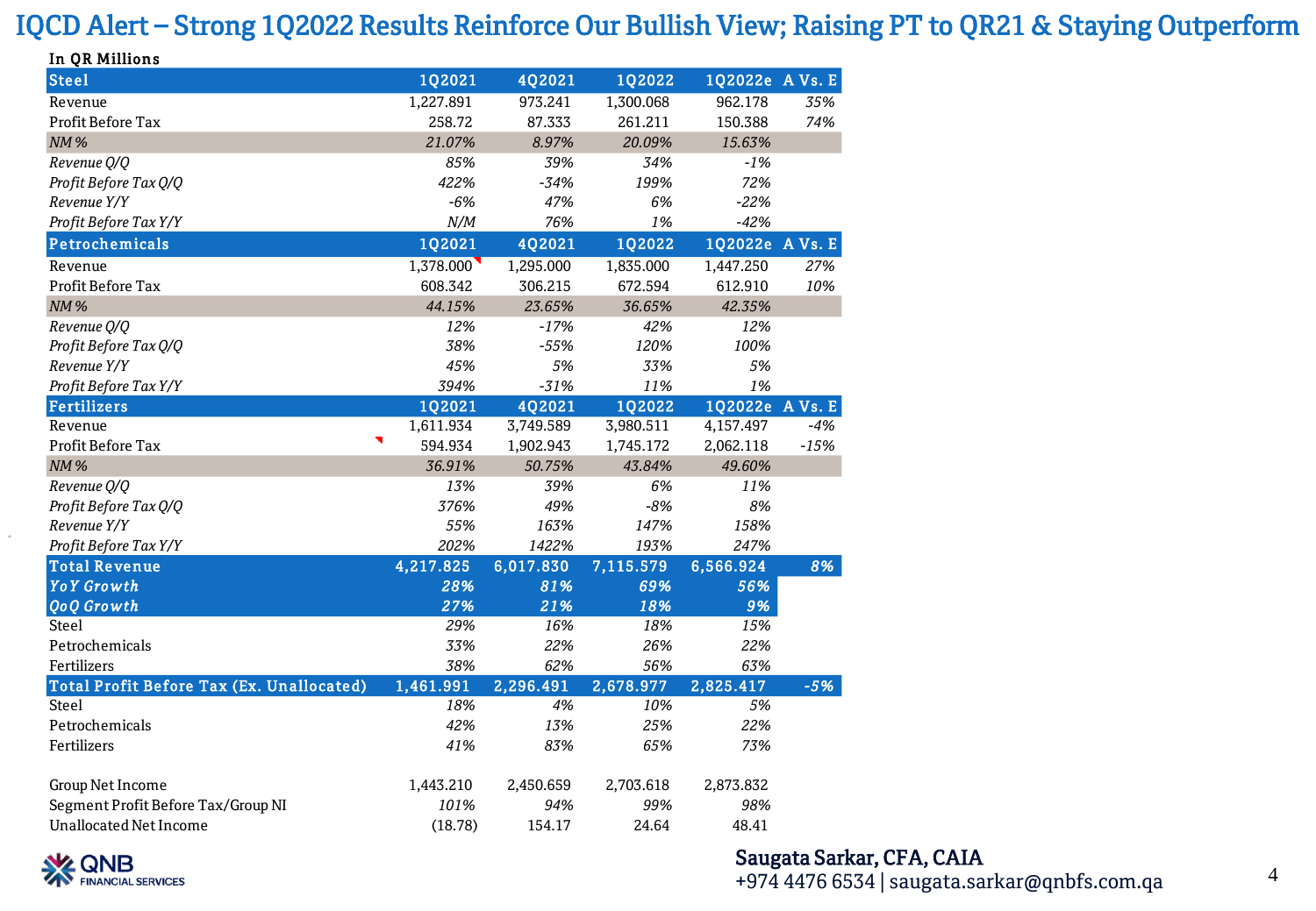# IQCD Alert – Strong 1Q2022 Results Reinforce Our Bullish View; Raising PT to QR21 & Staying Outperform

In QR Millions

| Steel | 1Q2021 | 4Q2021 | 1Q2022 | 1Q2022e | A Vs. E |
|---|---|---|---|---|---|
| Revenue | 1,227.891 | 973.241 | 1,300.068 | 962.178 | 35% |
| Profit Before Tax | 258.72 | 87.333 | 261.211 | 150.388 | 74% |
| *NM %* | *21.07%* | *8.97%* | *20.09%* | *15.63%* | |
| *Revenue Q/Q* | *85%* | *39%* | *34%* | *-1%* | |
| *Profit Before Tax Q/Q* | *422%* | *-34%* | *199%* | *72%* | |
| *Revenue Y/Y* | *-6%* | *47%* | *6%* | *-22%* | |
| *Profit Before Tax Y/Y* | *N/M* | *76%* | *1%* | *-42%* | |
| **Petrochemicals** | **1Q2021** | **4Q2021** | **1Q2022** | **1Q2022e** | **A Vs. E** |
| Revenue | 1,378.000 | 1,295.000 | 1,835.000 | 1,447.250 | 27% |
| Profit Before Tax | 608.342 | 306.215 | 672.594 | 612.910 | 10% |
| *NM %* | *44.15%* | *23.65%* | *36.65%* | *42.35%* | |
| *Revenue Q/Q* | *12%* | *-17%* | *42%* | *12%* | |
| *Profit Before Tax Q/Q* | *38%* | *-55%* | *120%* | *100%* | |
| *Revenue Y/Y* | *45%* | *5%* | *33%* | *5%* | |
| *Profit Before Tax Y/Y* | *394%* | *-31%* | *11%* | *1%* | |
| **Fertilizers** | **1Q2021** | **4Q2021** | **1Q2022** | **1Q2022e** | **A Vs. E** |
| Revenue | 1,611.934 | 3,749.589 | 3,980.511 | 4,157.497 | -4% |
| Profit Before Tax | 594.934 | 1,902.943 | 1,745.172 | 2,062.118 | -15% |
| *NM %* | *36.91%* | *50.75%* | *43.84%* | *49.60%* | |
| *Revenue Q/Q* | *13%* | *39%* | *6%* | *11%* | |
| *Profit Before Tax Q/Q* | *376%* | *49%* | *-8%* | *8%* | |
| *Revenue Y/Y* | *55%* | *163%* | *147%* | *158%* | |
| *Profit Before Tax Y/Y* | *202%* | *1422%* | *193%* | *247%* | |
| **Total Revenue** | **4,217.825** | **6,017.830** | **7,115.579** | **6,566.924** | **8%** |
| ***YoY Growth*** | ***28%*** | ***81%*** | ***69%*** | ***56%*** | |
| ***QoQ Growth*** | ***27%*** | ***21%*** | ***18%*** | ***9%*** | |
| Steel | *29%* | *16%* | *18%* | *15%* | |
| Petrochemicals | *33%* | *22%* | *26%* | *22%* | |
| Fertilizers | *38%* | *62%* | *56%* | *63%* | |
| **Total Profit Before Tax (Ex. Unallocated)** | **1,461.991** | **2,296.491** | **2,678.977** | **2,825.417** | **-5%** |
| Steel | *18%* | *4%* | *10%* | *5%* | |
| Petrochemicals | *42%* | *13%* | *25%* | *22%* | |
| Fertilizers | *41%* | *83%* | *65%* | *73%* | |
| | | | | | |
| Group Net Income | 1,443.210 | 2,450.659 | 2,703.618 | 2,873.832 | |
| Segment Profit Before Tax/Group NI | *101%* | *94%* | *99%* | *98%* | |
| Unallocated Net Income | (18.78) | 154.17 | 24.64 | 48.41 | |

QNB FINANCIAL SERVICES

**Saugata Sarkar, CFA, CAIA**
+974 4476 6534 | saugata.sarkar@qnbfs.com.qa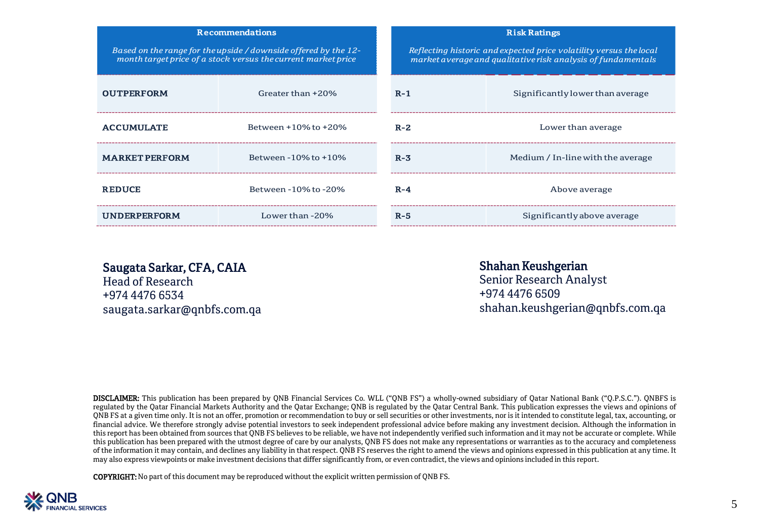| Recommendations | |
|---|---|
| *Based on the range for the upside / downside offered by the 12-month target price of a stock versus the current market price* | |
| **OUTPERFORM** | Greater than +20% |
| **ACCUMULATE** | Between +10% to +20% |
| **MARKET PERFORM** | Between -10% to +10% |
| **REDUCE** | Between -10% to -20% |
| **UNDERPERFORM** | Lower than -20% |

| Risk Ratings | |
|---|---|
| *Reflecting historic and expected price volatility versus the local market average and qualitative risk analysis of fundamentals* | |
| **R-1** | Significantly lower than average |
| **R-2** | Lower than average |
| **R-3** | Medium / In-line with the average |
| **R-4** | Above average |
| **R-5** | Significantly above average |

**Saugata Sarkar, CFA, CAIA**
Head of Research
+974 4476 6534
saugata.sarkar@qnbfs.com.qa

**Shahan Keushgerian**
Senior Research Analyst
+974 4476 6509
shahan.keushgerian@qnbfs.com.qa

**DISCLAIMER:** This publication has been prepared by QNB Financial Services Co. WLL ("QNB FS") a wholly-owned subsidiary of Qatar National Bank ("Q.P.S.C."). QNBFS is regulated by the Qatar Financial Markets Authority and the Qatar Exchange; QNB is regulated by the Qatar Central Bank. This publication expresses the views and opinions of QNB FS at a given time only. It is not an offer, promotion or recommendation to buy or sell securities or other investments, nor is it intended to constitute legal, tax, accounting, or financial advice. We therefore strongly advise potential investors to seek independent professional advice before making any investment decision. Although the information in this report has been obtained from sources that QNB FS believes to be reliable, we have not independently verified such information and it may not be accurate or complete. While this publication has been prepared with the utmost degree of care by our analysts, QNB FS does not make any representations or warranties as to the accuracy and completeness of the information it may contain, and declines any liability in that respect. QNB FS reserves the right to amend the views and opinions expressed in this publication at any time. It may also express viewpoints or make investment decisions that differ significantly from, or even contradict, the views and opinions included in this report.

**COPYRIGHT:** No part of this document may be reproduced without the explicit written permission of QNB FS.

QNB FINANCIAL SERVICES